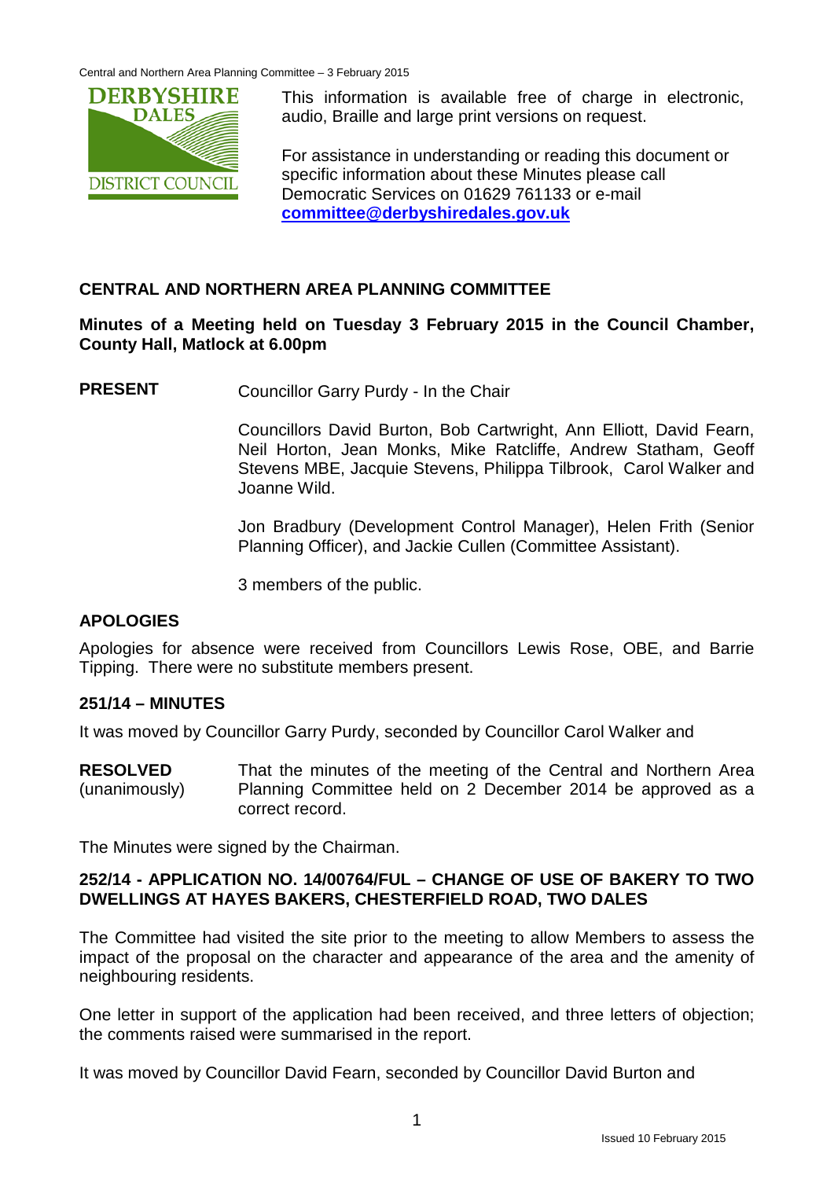This information is available free of charge in electronic, audio, Braille and large print versions on request.

For assistance in understanding or reading this document or specific information about these Minutes please call Democratic Services on 01629 761133 or e-mail **committee@derbyshiredales.gov.uk**

## CENTRAL AND NORTHERN AREA PLANNING COMMITTEE

**Minutes of a Meeting held on Tuesday 3 February 2015 in the Council Chamber, County Hall, Matlock at 6.00pm**

**PRESENT** Councillor Garry Purdy - In the Chair

Councillors David Burton, Bob Cartwright, Ann Elliott, David Fearn, Neil Horton, Jean Monks, Mike Ratcliffe, Andrew Statham, Geoff Stevens MBE, Jacquie Stevens, Philippa Tilbrook, Carol Walker and Joanne Wild.

Jon Bradbury (Development Control Manager), Helen Frith (Senior Planning Officer), and Jackie Cullen (Committee Assistant).

3 members of the public.

### APOLOGIES

Apologies for absence were received from Councillors Lewis Rose, OBE, and Barrie Tipping. There were no substitute members present.

### 251/14 – MINUTES

It was moved by Councillor Garry Purdy, seconded by Councillor Carol Walker and

**RESOLVED** (unanimously) That the minutes of the meeting of the Central and Northern Area Planning Committee held on 2 December 2014 be approved as a correct record.

The Minutes were signed by the Chairman.

### 252/14 - APPLICATION NO. 14/00764/FUL – CHANGE OF USE OF BAKERY TO TWO DWELLINGS AT HAYES BAKERS, CHESTERFIELD ROAD, TWO DALES

The Committee had visited the site prior to the meeting to allow Members to assess the impact of the proposal on the character and appearance of the area and the amenity of neighbouring residents.

One letter in support of the application had been received, and three letters of objection; the comments raised were summarised in the report.

It was moved by Councillor David Fearn, seconded by Councillor David Burton and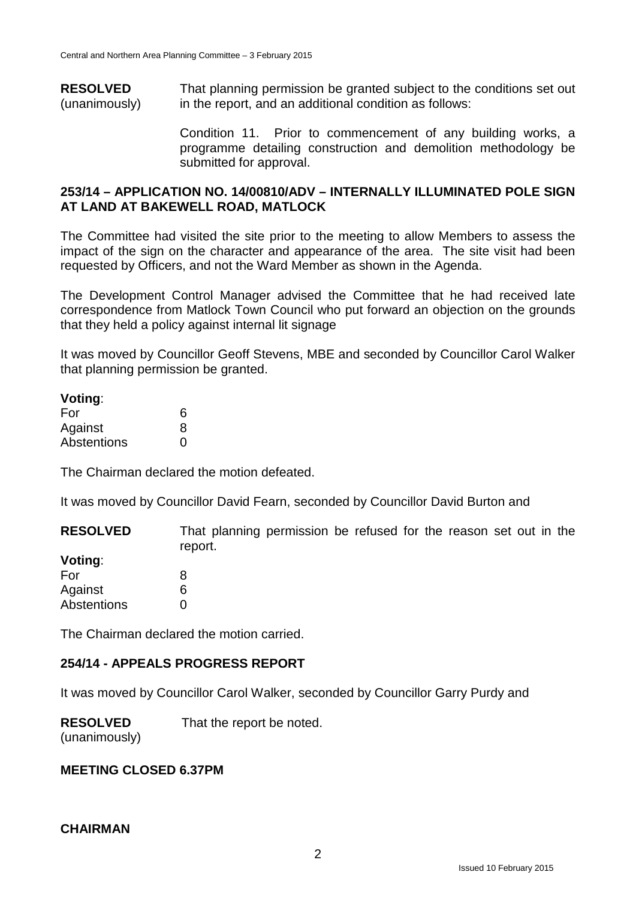**RESOLVED** (unanimously) That planning permission be granted subject to the conditions set out in the report, and an additional condition as follows:

Condition 11. Prior to commencement of any building works, a programme detailing construction and demolition methodology be submitted for approval.

## 253/14 – APPLICATION NO. 14/00810/ADV – INTERNALLY ILLUMINATED POLE SIGN AT LAND AT BAKEWELL ROAD, MATLOCK

The Committee had visited the site prior to the meeting to allow Members to assess the impact of the sign on the character and appearance of the area. The site visit had been requested by Officers, and not the Ward Member as shown in the Agenda.

The Development Control Manager advised the Committee that he had received late correspondence from Matlock Town Council who put forward an objection on the grounds that they held a policy against internal lit signage

It was moved by Councillor Geoff Stevens, MBE and seconded by Councillor Carol Walker that planning permission be granted.

**Voting**:

| | |
|---|---|
| For | 6 |
| Against | 8 |
| Abstentions | 0 |

The Chairman declared the motion defeated.

It was moved by Councillor David Fearn, seconded by Councillor David Burton and

**RESOLVED** That planning permission be refused for the reason set out in the report.

**Voting**:

| | |
|---|---|
| For | 8 |
| Against | 6 |
| Abstentions | 0 |

The Chairman declared the motion carried.

## 254/14 - APPEALS PROGRESS REPORT

It was moved by Councillor Carol Walker, seconded by Councillor Garry Purdy and

**RESOLVED** (unanimously) That the report be noted.

**MEETING CLOSED 6.37PM**

**CHAIRMAN**

Issued 10 February 2015